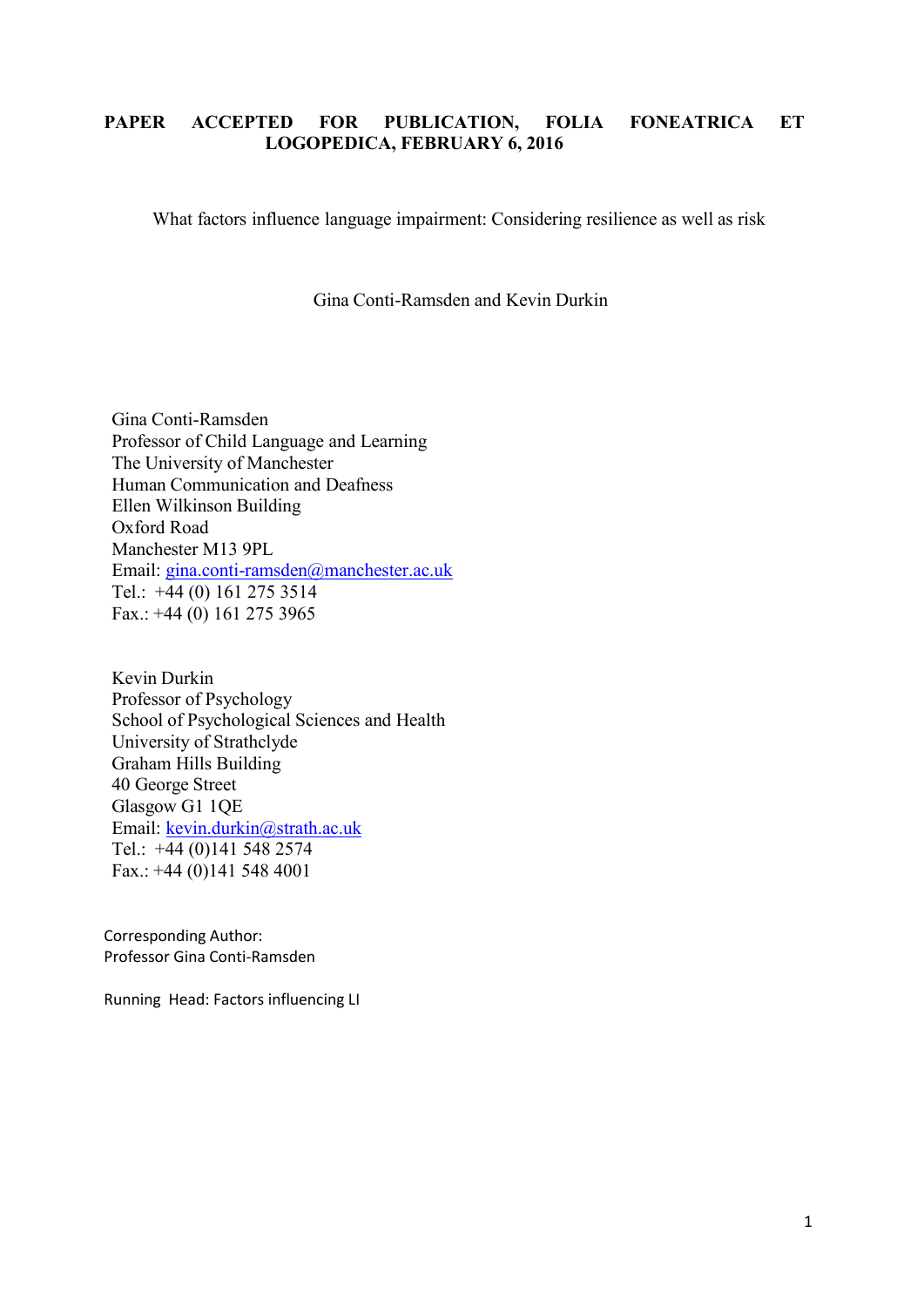**PAPER ACCEPTED FOR PUBLICATION, FOLIA FONEATRICA ET LOGOPEDICA, FEBRUARY 6, 2016**

# What factors influence language impairment: Considering resilience as well as risk

Gina Conti-Ramsden and Kevin Durkin

Gina Conti-Ramsden
Professor of Child Language and Learning
The University of Manchester
Human Communication and Deafness
Ellen Wilkinson Building
Oxford Road
Manchester M13 9PL
Email: gina.conti-ramsden@manchester.ac.uk
Tel.: +44 (0) 161 275 3514
Fax.: +44 (0) 161 275 3965

Kevin Durkin
Professor of Psychology
School of Psychological Sciences and Health
University of Strathclyde
Graham Hills Building
40 George Street
Glasgow G1 1QE
Email: kevin.durkin@strath.ac.uk
Tel.: +44 (0)141 548 2574
Fax.: +44 (0)141 548 4001

Corresponding Author:
Professor Gina Conti-Ramsden

Running Head: Factors influencing LI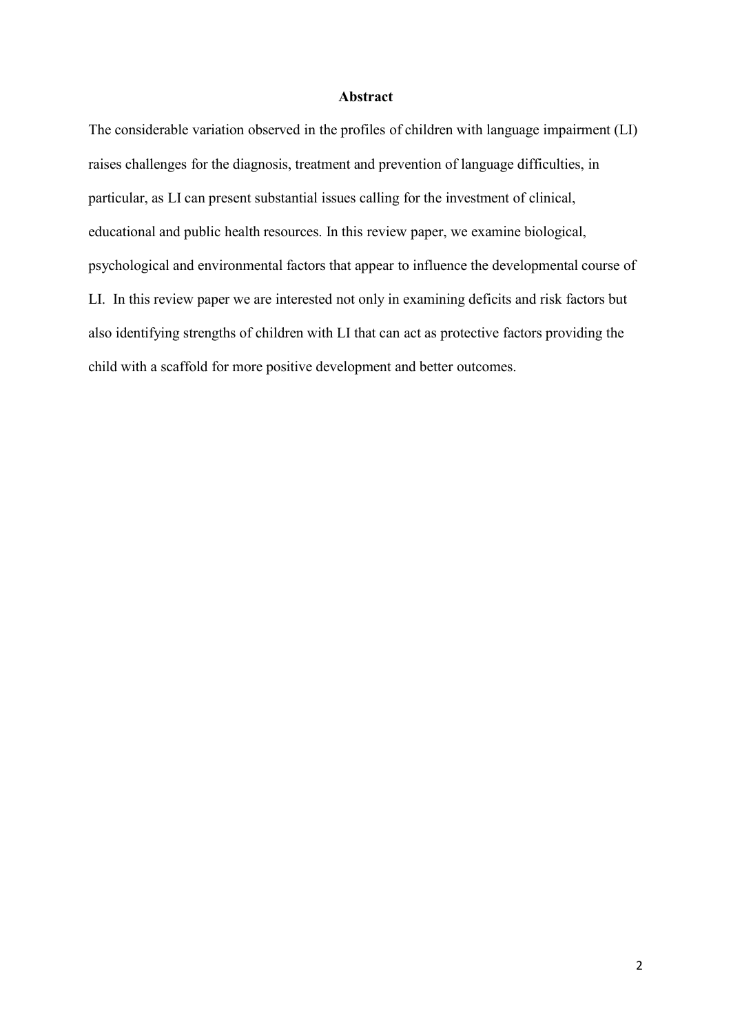## Abstract

The considerable variation observed in the profiles of children with language impairment (LI) raises challenges for the diagnosis, treatment and prevention of language difficulties, in particular, as LI can present substantial issues calling for the investment of clinical, educational and public health resources. In this review paper, we examine biological, psychological and environmental factors that appear to influence the developmental course of LI. In this review paper we are interested not only in examining deficits and risk factors but also identifying strengths of children with LI that can act as protective factors providing the child with a scaffold for more positive development and better outcomes.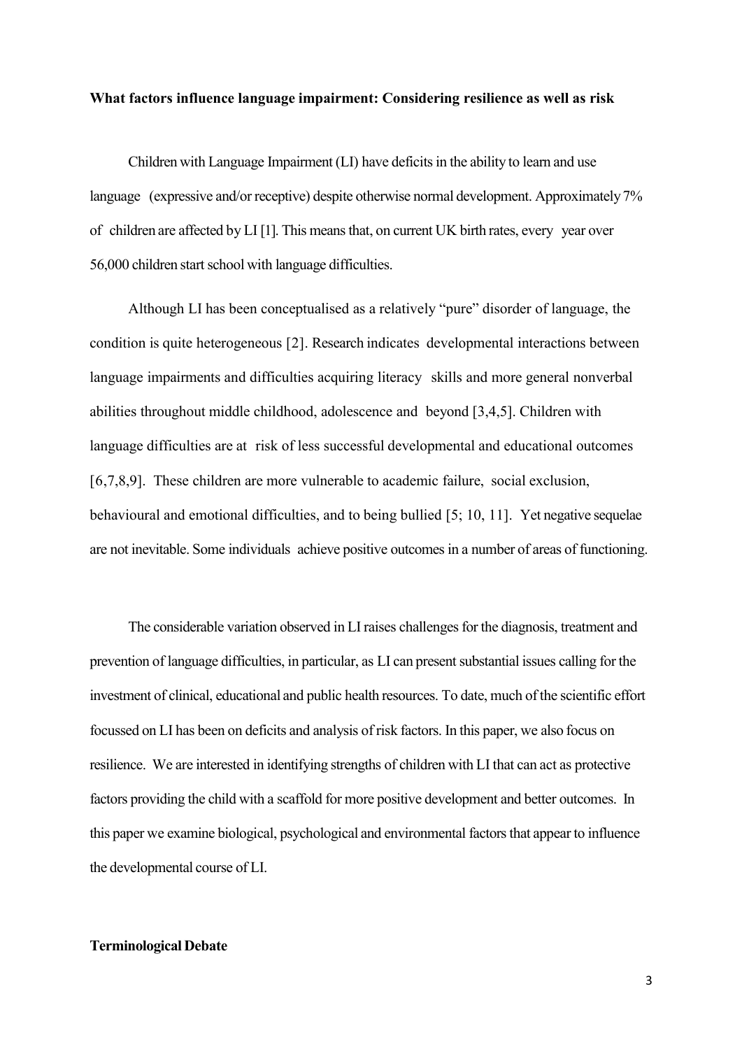**What factors influence language impairment: Considering resilience as well as risk**

Children with Language Impairment (LI) have deficits in the ability to learn and use language (expressive and/or receptive) despite otherwise normal development. Approximately 7% of children are affected by LI [1]. This means that, on current UK birth rates, every year over 56,000 children start school with language difficulties.

Although LI has been conceptualised as a relatively "pure" disorder of language, the condition is quite heterogeneous [2]. Research indicates developmental interactions between language impairments and difficulties acquiring literacy skills and more general nonverbal abilities throughout middle childhood, adolescence and beyond [3,4,5]. Children with language difficulties are at risk of less successful developmental and educational outcomes [6,7,8,9]. These children are more vulnerable to academic failure, social exclusion, behavioural and emotional difficulties, and to being bullied [5; 10, 11]. Yet negative sequelae are not inevitable. Some individuals achieve positive outcomes in a number of areas of functioning.

The considerable variation observed in LI raises challenges for the diagnosis, treatment and prevention of language difficulties, in particular, as LI can present substantial issues calling for the investment of clinical, educational and public health resources. To date, much of the scientific effort focussed on LI has been on deficits and analysis of risk factors. In this paper, we also focus on resilience. We are interested in identifying strengths of children with LI that can act as protective factors providing the child with a scaffold for more positive development and better outcomes. In this paper we examine biological, psychological and environmental factors that appear to influence the developmental course of LI.

**Terminological Debate**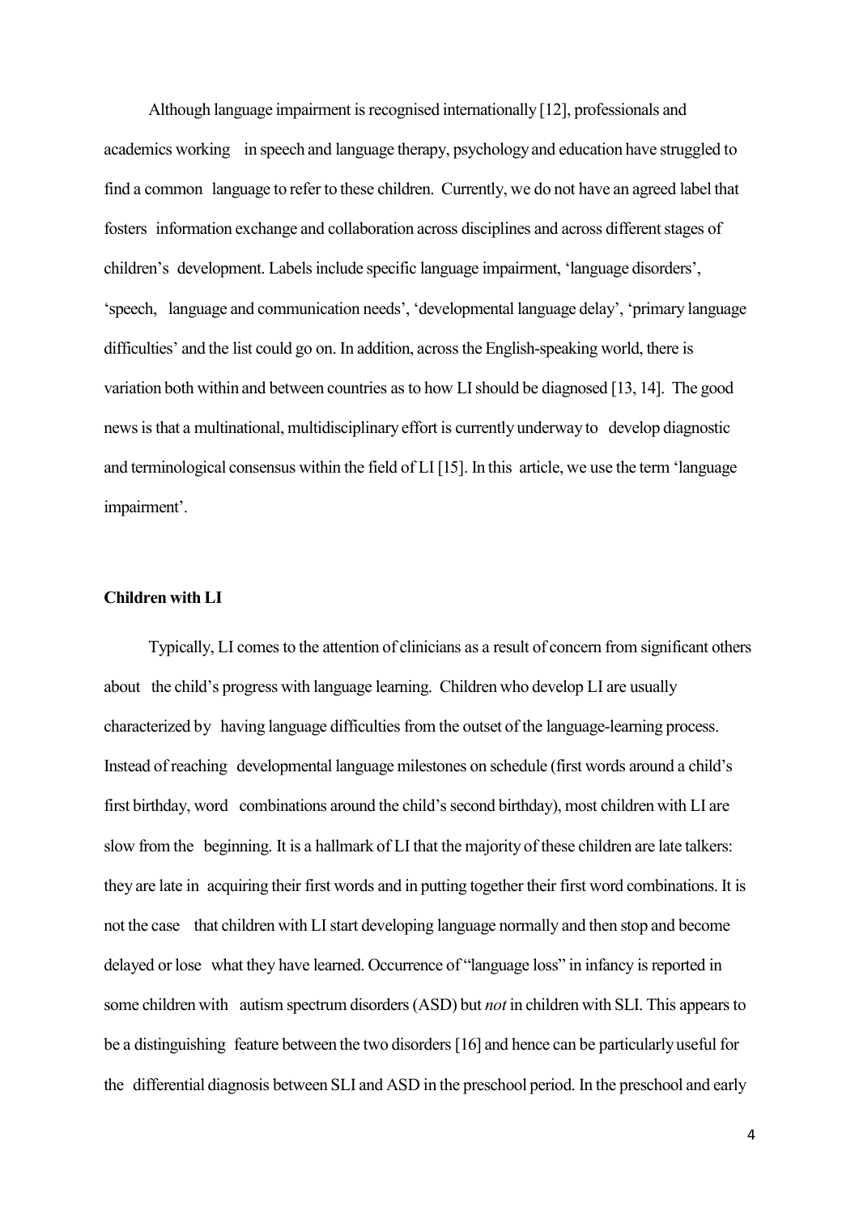Although language impairment is recognised internationally [12], professionals and academics working in speech and language therapy, psychology and education have struggled to find a common language to refer to these children. Currently, we do not have an agreed label that fosters information exchange and collaboration across disciplines and across different stages of children's development. Labels include specific language impairment, 'language disorders', 'speech, language and communication needs', 'developmental language delay', 'primary language difficulties' and the list could go on. In addition, across the English-speaking world, there is variation both within and between countries as to how LI should be diagnosed [13, 14]. The good news is that a multinational, multidisciplinary effort is currently underway to develop diagnostic and terminological consensus within the field of LI [15]. In this article, we use the term 'language impairment'.

**Children with LI**

Typically, LI comes to the attention of clinicians as a result of concern from significant others about the child's progress with language learning. Children who develop LI are usually characterized by having language difficulties from the outset of the language-learning process. Instead of reaching developmental language milestones on schedule (first words around a child's first birthday, word combinations around the child's second birthday), most children with LI are slow from the beginning. It is a hallmark of LI that the majority of these children are late talkers: they are late in acquiring their first words and in putting together their first word combinations. It is not the case that children with LI start developing language normally and then stop and become delayed or lose what they have learned. Occurrence of "language loss" in infancy is reported in some children with autism spectrum disorders (ASD) but *not* in children with SLI. This appears to be a distinguishing feature between the two disorders [16] and hence can be particularly useful for the differential diagnosis between SLI and ASD in the preschool period. In the preschool and early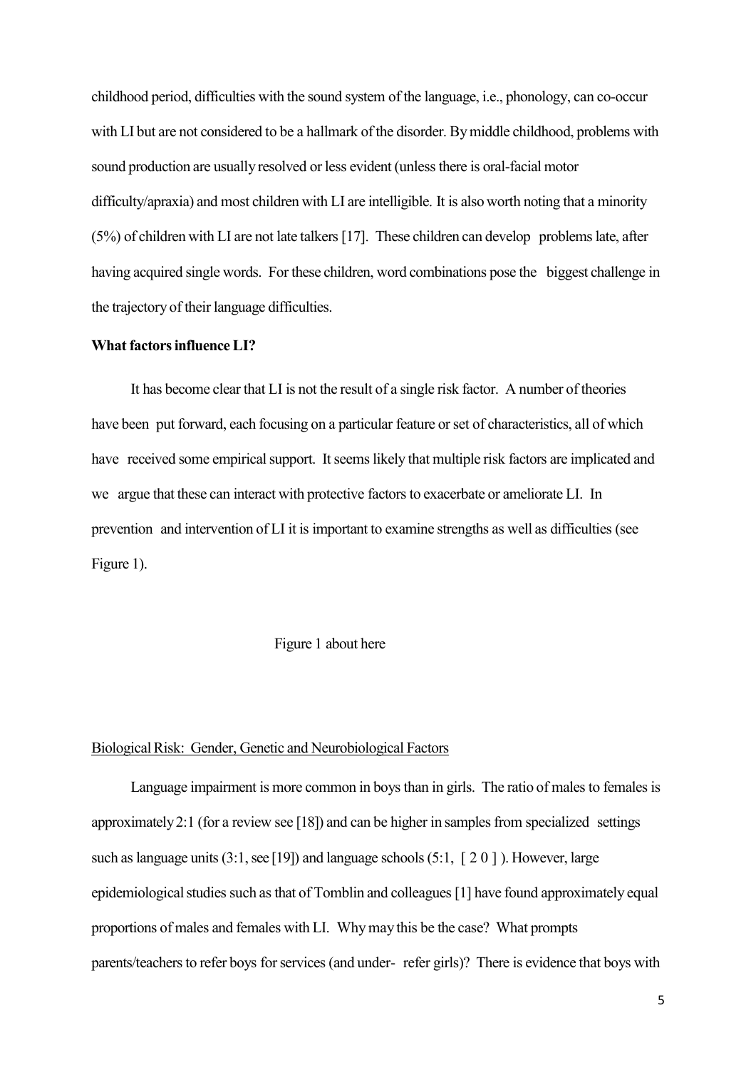childhood period, difficulties with the sound system of the language, i.e., phonology, can co-occur with LI but are not considered to be a hallmark of the disorder. By middle childhood, problems with sound production are usually resolved or less evident (unless there is oral-facial motor difficulty/apraxia) and most children with LI are intelligible. It is also worth noting that a minority (5%) of children with LI are not late talkers [17]. These children can develop problems late, after having acquired single words. For these children, word combinations pose the biggest challenge in the trajectory of their language difficulties.

**What factors influence LI?**

It has become clear that LI is not the result of a single risk factor. A number of theories have been put forward, each focusing on a particular feature or set of characteristics, all of which have received some empirical support. It seems likely that multiple risk factors are implicated and we argue that these can interact with protective factors to exacerbate or ameliorate LI. In prevention and intervention of LI it is important to examine strengths as well as difficulties (see Figure 1).

Figure 1 about here

<u>Biological Risk: Gender, Genetic and Neurobiological Factors</u>

Language impairment is more common in boys than in girls. The ratio of males to females is approximately 2:1 (for a review see [18]) and can be higher in samples from specialized settings such as language units (3:1, see [19]) and language schools (5:1, [20]). However, large epidemiological studies such as that of Tomblin and colleagues [1] have found approximately equal proportions of males and females with LI. Why may this be the case? What prompts parents/teachers to refer boys for services (and under- refer girls)? There is evidence that boys with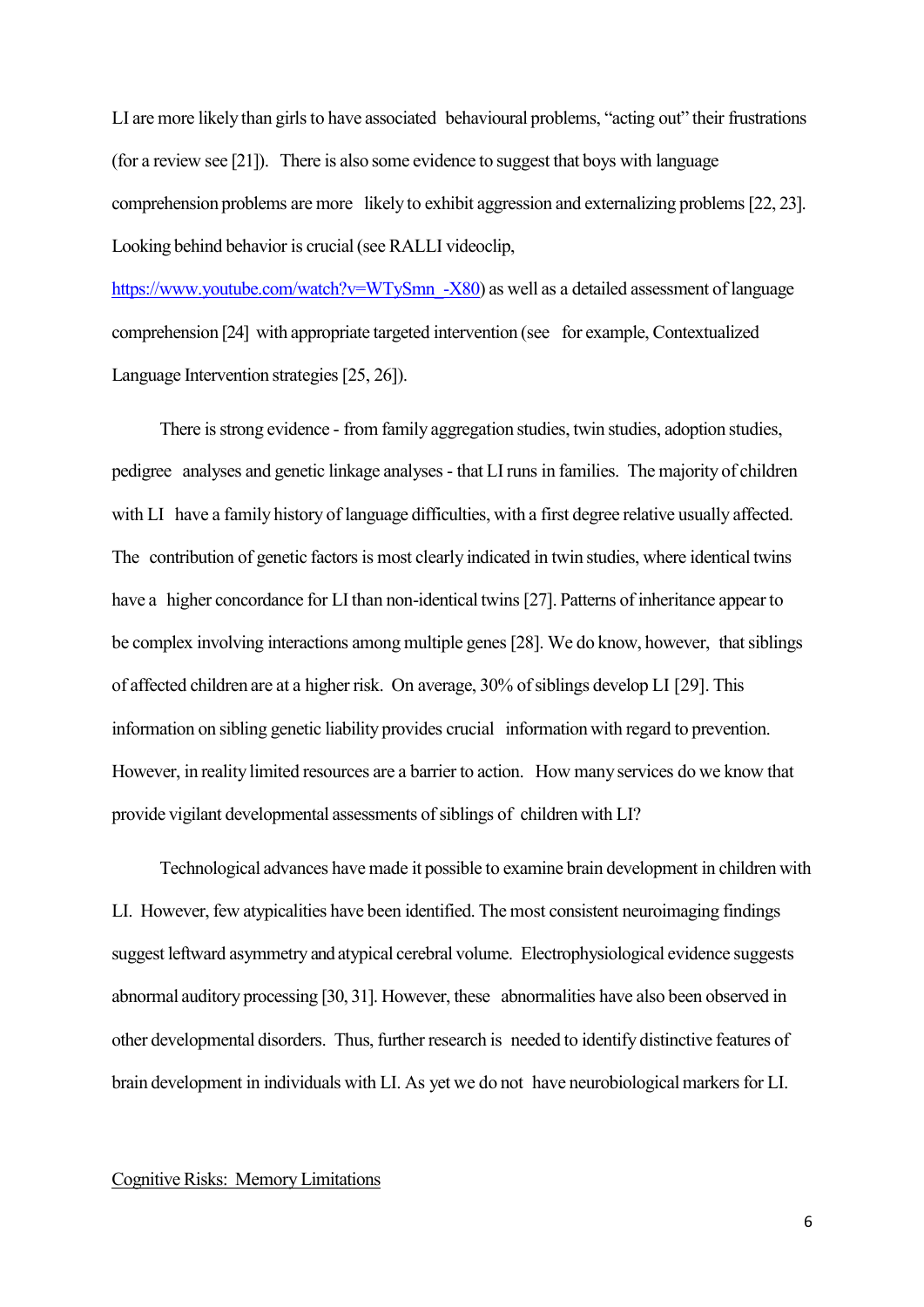LI are more likely than girls to have associated behavioural problems, "acting out" their frustrations (for a review see [21]). There is also some evidence to suggest that boys with language comprehension problems are more likely to exhibit aggression and externalizing problems [22, 23]. Looking behind behavior is crucial (see RALLI videoclip, [https://www.youtube.com/watch?v=WTySmn_-X80](https://www.youtube.com/watch?v=WTySmn_-X80)) as well as a detailed assessment of language comprehension [24] with appropriate targeted intervention (see for example, Contextualized Language Intervention strategies [25, 26]).

There is strong evidence - from family aggregation studies, twin studies, adoption studies, pedigree analyses and genetic linkage analyses - that LI runs in families. The majority of children with LI have a family history of language difficulties, with a first degree relative usually affected. The contribution of genetic factors is most clearly indicated in twin studies, where identical twins have a higher concordance for LI than non-identical twins [27]. Patterns of inheritance appear to be complex involving interactions among multiple genes [28]. We do know, however, that siblings of affected children are at a higher risk. On average, 30% of siblings develop LI [29]. This information on sibling genetic liability provides crucial information with regard to prevention. However, in reality limited resources are a barrier to action. How many services do we know that provide vigilant developmental assessments of siblings of children with LI?

Technological advances have made it possible to examine brain development in children with LI. However, few atypicalities have been identified. The most consistent neuroimaging findings suggest leftward asymmetry and atypical cerebral volume. Electrophysiological evidence suggests abnormal auditory processing [30, 31]. However, these abnormalities have also been observed in other developmental disorders. Thus, further research is needed to identify distinctive features of brain development in individuals with LI. As yet we do not have neurobiological markers for LI.

<u>Cognitive Risks: Memory Limitations</u>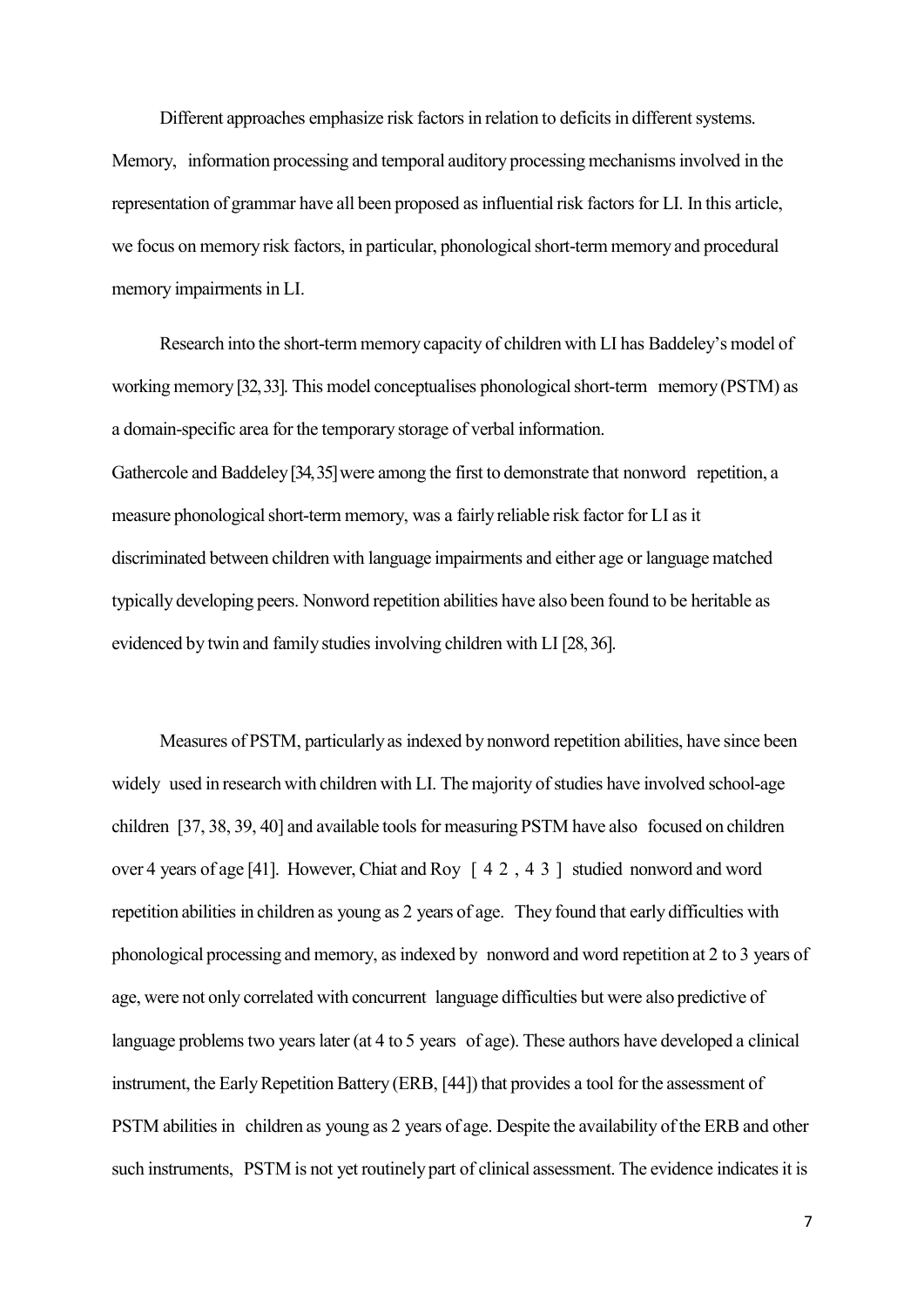Different approaches emphasize risk factors in relation to deficits in different systems. Memory, information processing and temporal auditory processing mechanisms involved in the representation of grammar have all been proposed as influential risk factors for LI. In this article, we focus on memory risk factors, in particular, phonological short-term memory and procedural memory impairments in LI.

Research into the short-term memory capacity of children with LI has Baddeley's model of working memory [32, 33]. This model conceptualises phonological short-term memory (PSTM) as a domain-specific area for the temporary storage of verbal information.
Gathercole and Baddeley [34, 35] were among the first to demonstrate that nonword repetition, a measure phonological short-term memory, was a fairly reliable risk factor for LI as it discriminated between children with language impairments and either age or language matched typically developing peers. Nonword repetition abilities have also been found to be heritable as evidenced by twin and family studies involving children with LI [28, 36].

Measures of PSTM, particularly as indexed by nonword repetition abilities, have since been widely used in research with children with LI. The majority of studies have involved school-age children [37, 38, 39, 40] and available tools for measuring PSTM have also focused on children over 4 years of age [41]. However, Chiat and Roy [42, 43] studied nonword and word repetition abilities in children as young as 2 years of age. They found that early difficulties with phonological processing and memory, as indexed by nonword and word repetition at 2 to 3 years of age, were not only correlated with concurrent language difficulties but were also predictive of language problems two years later (at 4 to 5 years of age). These authors have developed a clinical instrument, the Early Repetition Battery (ERB, [44]) that provides a tool for the assessment of PSTM abilities in children as young as 2 years of age. Despite the availability of the ERB and other such instruments, PSTM is not yet routinely part of clinical assessment. The evidence indicates it is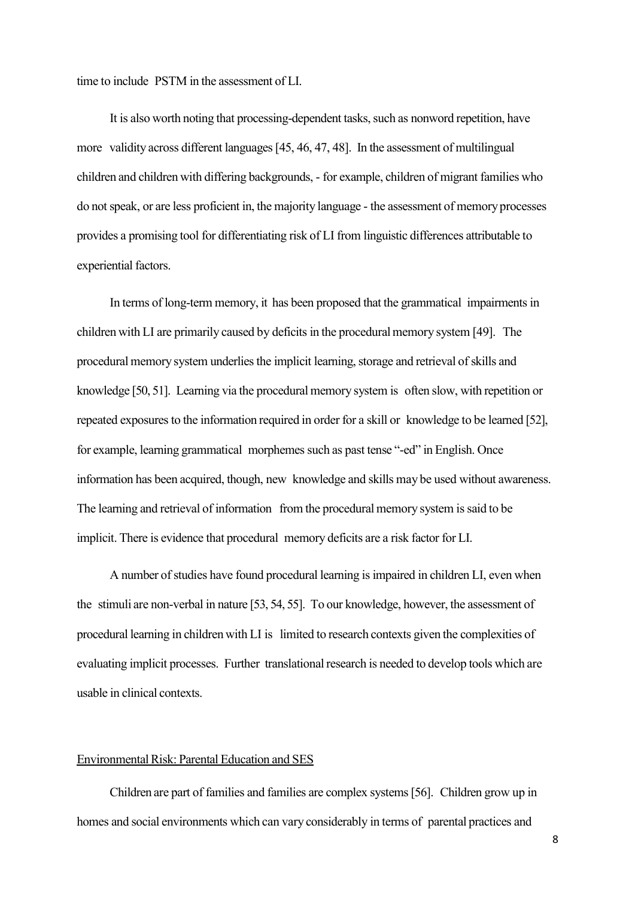time to include PSTM in the assessment of LI.

It is also worth noting that processing-dependent tasks, such as nonword repetition, have more validity across different languages [45, 46, 47, 48]. In the assessment of multilingual children and children with differing backgrounds, - for example, children of migrant families who do not speak, or are less proficient in, the majority language - the assessment of memory processes provides a promising tool for differentiating risk of LI from linguistic differences attributable to experiential factors.

In terms of long-term memory, it has been proposed that the grammatical impairments in children with LI are primarily caused by deficits in the procedural memory system [49]. The procedural memory system underlies the implicit learning, storage and retrieval of skills and knowledge [50, 51]. Learning via the procedural memory system is often slow, with repetition or repeated exposures to the information required in order for a skill or knowledge to be learned [52], for example, learning grammatical morphemes such as past tense "-ed" in English. Once information has been acquired, though, new knowledge and skills may be used without awareness. The learning and retrieval of information from the procedural memory system is said to be implicit. There is evidence that procedural memory deficits are a risk factor for LI.

A number of studies have found procedural learning is impaired in children LI, even when the stimuli are non-verbal in nature [53, 54, 55]. To our knowledge, however, the assessment of procedural learning in children with LI is limited to research contexts given the complexities of evaluating implicit processes. Further translational research is needed to develop tools which are usable in clinical contexts.

## Environmental Risk: Parental Education and SES

Children are part of families and families are complex systems [56]. Children grow up in homes and social environments which can vary considerably in terms of parental practices and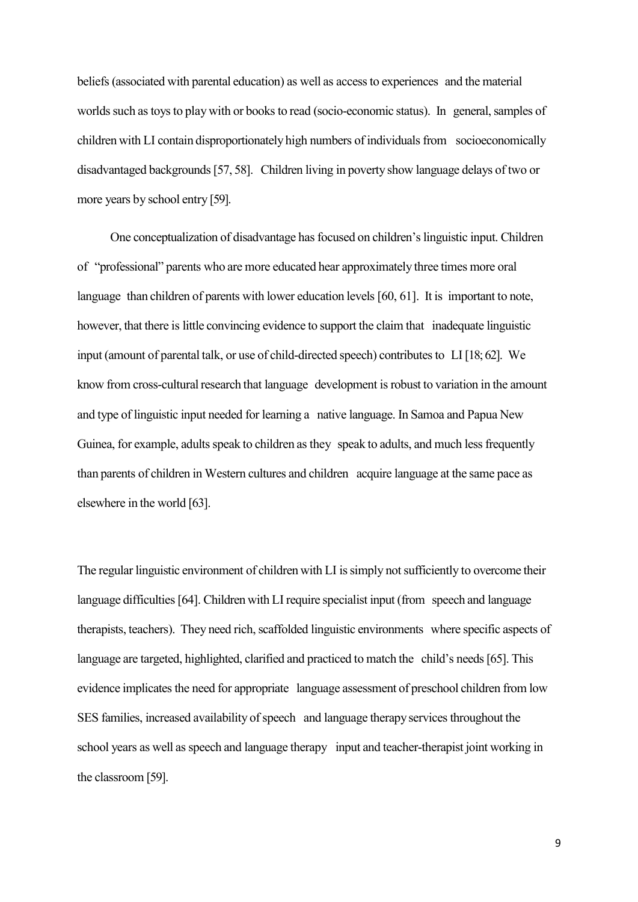beliefs (associated with parental education) as well as access to experiences and the material worlds such as toys to play with or books to read (socio-economic status). In general, samples of children with LI contain disproportionately high numbers of individuals from socioeconomically disadvantaged backgrounds [57, 58]. Children living in poverty show language delays of two or more years by school entry [59].

One conceptualization of disadvantage has focused on children's linguistic input. Children of "professional" parents who are more educated hear approximately three times more oral language than children of parents with lower education levels [60, 61]. It is important to note, however, that there is little convincing evidence to support the claim that inadequate linguistic input (amount of parental talk, or use of child-directed speech) contributes to LI [18; 62]. We know from cross-cultural research that language development is robust to variation in the amount and type of linguistic input needed for learning a native language. In Samoa and Papua New Guinea, for example, adults speak to children as they speak to adults, and much less frequently than parents of children in Western cultures and children acquire language at the same pace as elsewhere in the world [63].

The regular linguistic environment of children with LI is simply not sufficiently to overcome their language difficulties [64]. Children with LI require specialist input (from speech and language therapists, teachers). They need rich, scaffolded linguistic environments where specific aspects of language are targeted, highlighted, clarified and practiced to match the child's needs [65]. This evidence implicates the need for appropriate language assessment of preschool children from low SES families, increased availability of speech and language therapy services throughout the school years as well as speech and language therapy input and teacher-therapist joint working in the classroom [59].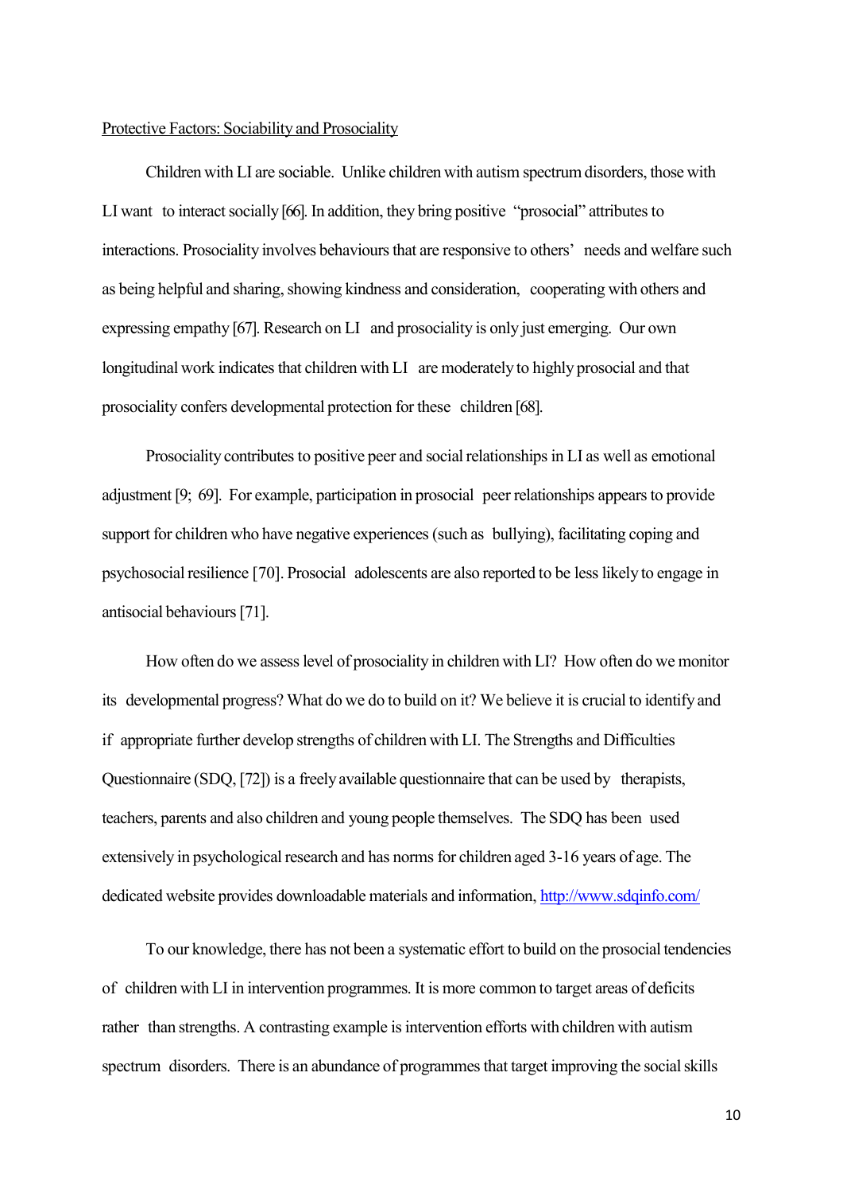Protective Factors: Sociability and Prosociality

Children with LI are sociable. Unlike children with autism spectrum disorders, those with LI want to interact socially [66]. In addition, they bring positive "prosocial" attributes to interactions. Prosociality involves behaviours that are responsive to others' needs and welfare such as being helpful and sharing, showing kindness and consideration, cooperating with others and expressing empathy [67]. Research on LI and prosociality is only just emerging. Our own longitudinal work indicates that children with LI are moderately to highly prosocial and that prosociality confers developmental protection for these children [68].

Prosociality contributes to positive peer and social relationships in LI as well as emotional adjustment [9; 69]. For example, participation in prosocial peer relationships appears to provide support for children who have negative experiences (such as bullying), facilitating coping and psychosocial resilience [70]. Prosocial adolescents are also reported to be less likely to engage in antisocial behaviours [71].

How often do we assess level of prosociality in children with LI? How often do we monitor its developmental progress? What do we do to build on it? We believe it is crucial to identify and if appropriate further develop strengths of children with LI. The Strengths and Difficulties Questionnaire (SDQ, [72]) is a freely available questionnaire that can be used by therapists, teachers, parents and also children and young people themselves. The SDQ has been used extensively in psychological research and has norms for children aged 3-16 years of age. The dedicated website provides downloadable materials and information, http://www.sdqinfo.com/

To our knowledge, there has not been a systematic effort to build on the prosocial tendencies of children with LI in intervention programmes. It is more common to target areas of deficits rather than strengths. A contrasting example is intervention efforts with children with autism spectrum disorders. There is an abundance of programmes that target improving the social skills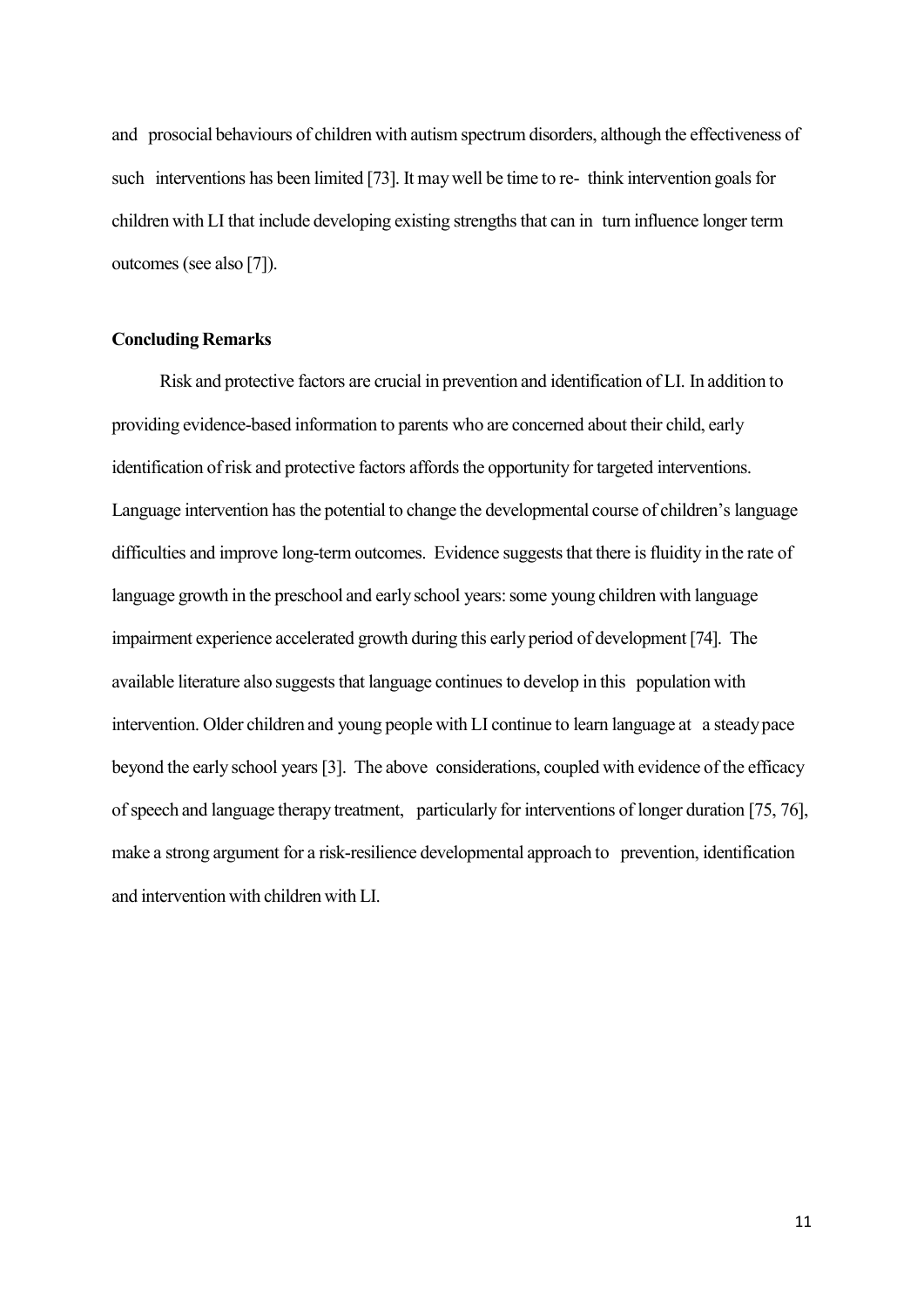and prosocial behaviours of children with autism spectrum disorders, although the effectiveness of such interventions has been limited [73]. It may well be time to re- think intervention goals for children with LI that include developing existing strengths that can in turn influence longer term outcomes (see also [7]).

**Concluding Remarks**

Risk and protective factors are crucial in prevention and identification of LI. In addition to providing evidence-based information to parents who are concerned about their child, early identification of risk and protective factors affords the opportunity for targeted interventions. Language intervention has the potential to change the developmental course of children's language difficulties and improve long-term outcomes. Evidence suggests that there is fluidity in the rate of language growth in the preschool and early school years: some young children with language impairment experience accelerated growth during this early period of development [74]. The available literature also suggests that language continues to develop in this population with intervention. Older children and young people with LI continue to learn language at a steady pace beyond the early school years [3]. The above considerations, coupled with evidence of the efficacy of speech and language therapy treatment, particularly for interventions of longer duration [75, 76], make a strong argument for a risk-resilience developmental approach to prevention, identification and intervention with children with LI.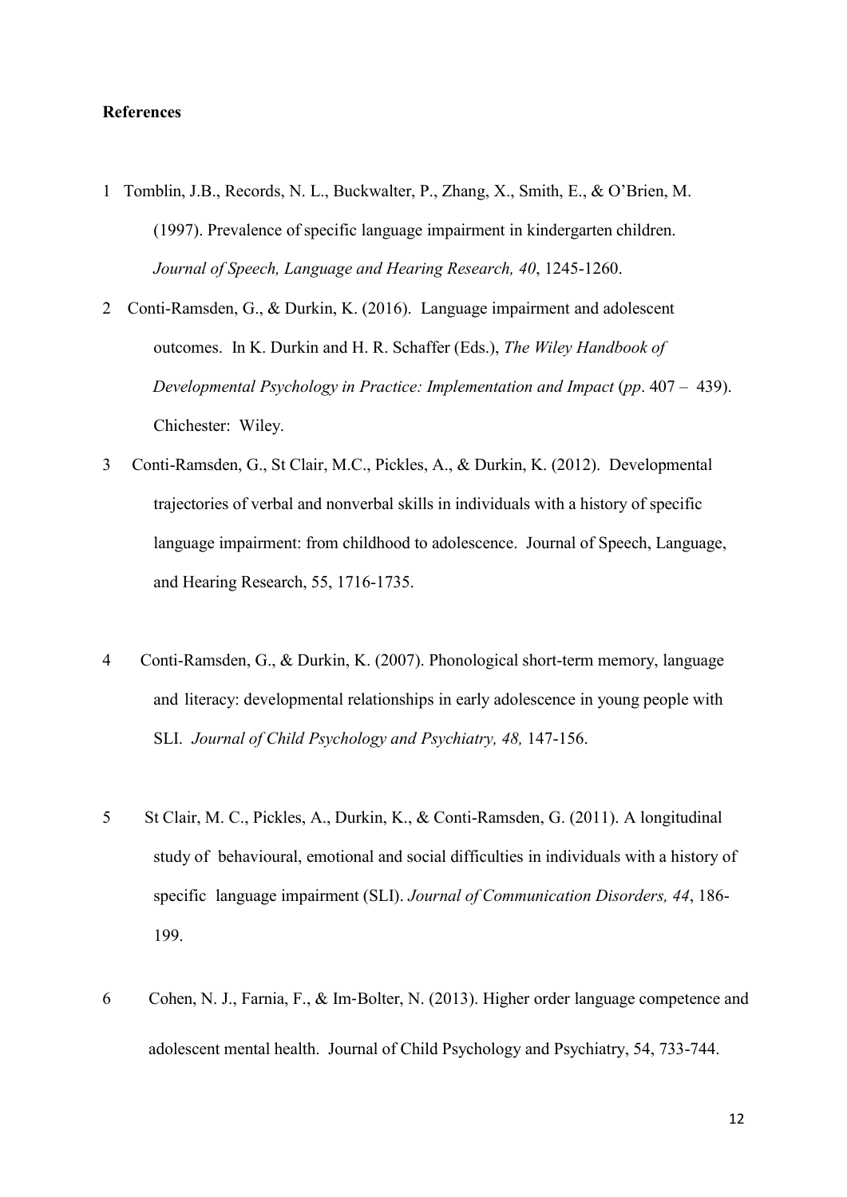**References**

1 Tomblin, J.B., Records, N. L., Buckwalter, P., Zhang, X., Smith, E., & O'Brien, M. (1997). Prevalence of specific language impairment in kindergarten children. *Journal of Speech, Language and Hearing Research, 40*, 1245-1260.

2 Conti-Ramsden, G., & Durkin, K. (2016). Language impairment and adolescent outcomes. In K. Durkin and H. R. Schaffer (Eds.), *The Wiley Handbook of Developmental Psychology in Practice: Implementation and Impact* (*pp*. 407 – 439). Chichester: Wiley.

3 Conti-Ramsden, G., St Clair, M.C., Pickles, A., & Durkin, K. (2012). Developmental trajectories of verbal and nonverbal skills in individuals with a history of specific language impairment: from childhood to adolescence. Journal of Speech, Language, and Hearing Research, 55, 1716-1735.

4 Conti-Ramsden, G., & Durkin, K. (2007). Phonological short-term memory, language and literacy: developmental relationships in early adolescence in young people with SLI. *Journal of Child Psychology and Psychiatry, 48,* 147-156.

5 St Clair, M. C., Pickles, A., Durkin, K., & Conti-Ramsden, G. (2011). A longitudinal study of behavioural, emotional and social difficulties in individuals with a history of specific language impairment (SLI). *Journal of Communication Disorders, 44*, 186-199.

6 Cohen, N. J., Farnia, F., & Im-Bolter, N. (2013). Higher order language competence and adolescent mental health. Journal of Child Psychology and Psychiatry, 54, 733-744.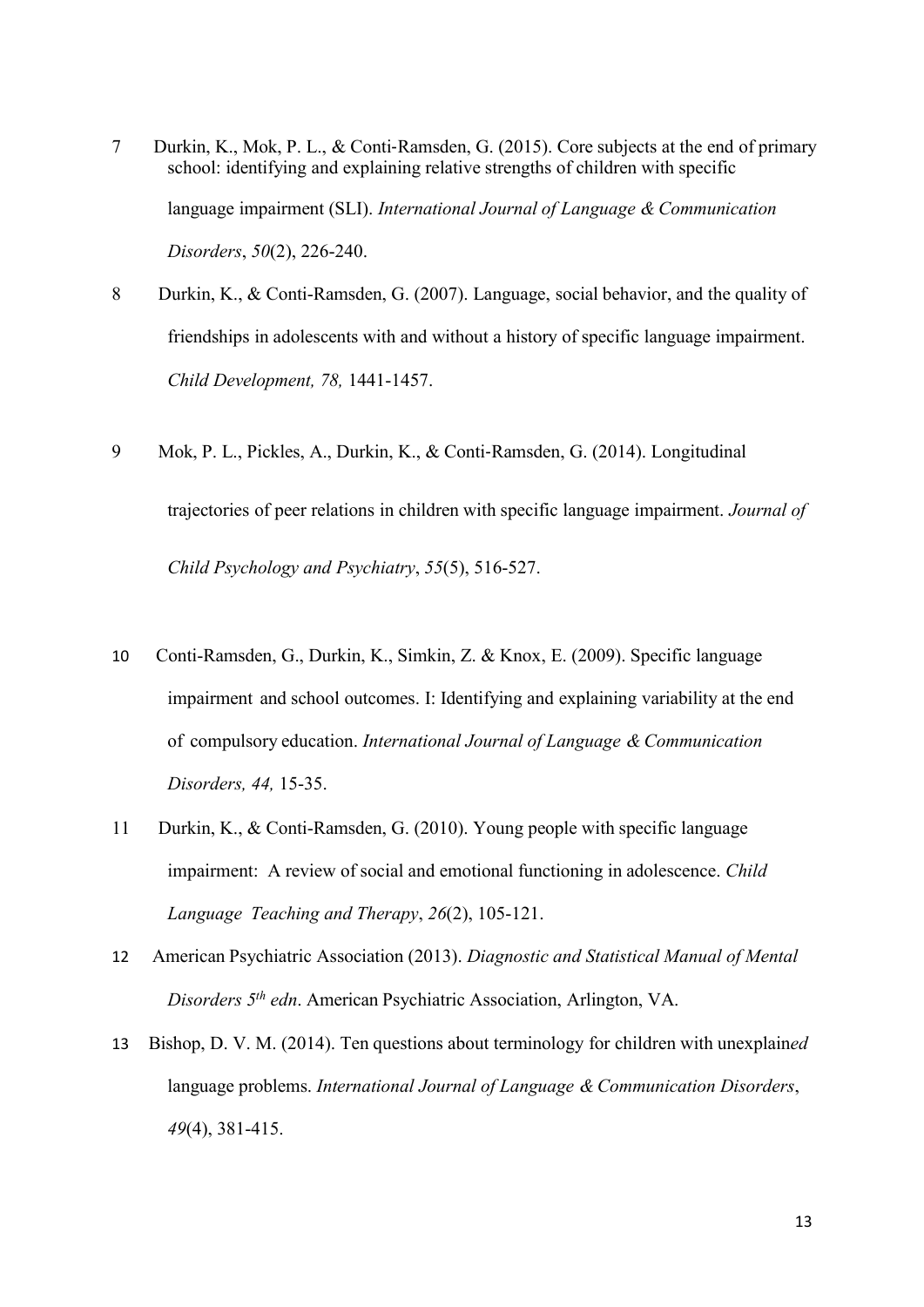7 Durkin, K., Mok, P. L., & Conti-Ramsden, G. (2015). Core subjects at the end of primary school: identifying and explaining relative strengths of children with specific language impairment (SLI). *International Journal of Language & Communication Disorders*, *50*(2), 226-240.

8 Durkin, K., & Conti-Ramsden, G. (2007). Language, social behavior, and the quality of friendships in adolescents with and without a history of specific language impairment. *Child Development, 78,* 1441-1457.

9 Mok, P. L., Pickles, A., Durkin, K., & Conti-Ramsden, G. (2014). Longitudinal trajectories of peer relations in children with specific language impairment. *Journal of Child Psychology and Psychiatry*, *55*(5), 516-527.

10 Conti-Ramsden, G., Durkin, K., Simkin, Z. & Knox, E. (2009). Specific language impairment and school outcomes. I: Identifying and explaining variability at the end of compulsory education. *International Journal of Language & Communication Disorders, 44,* 15-35.

11 Durkin, K., & Conti-Ramsden, G. (2010). Young people with specific language impairment: A review of social and emotional functioning in adolescence. *Child Language Teaching and Therapy*, *26*(2), 105-121.

12 American Psychiatric Association (2013). *Diagnostic and Statistical Manual of Mental Disorders 5th edn*. American Psychiatric Association, Arlington, VA.

13 Bishop, D. V. M. (2014). Ten questions about terminology for children with unexplain*ed* language problems. *International Journal of Language & Communication Disorders*, *49*(4), 381-415.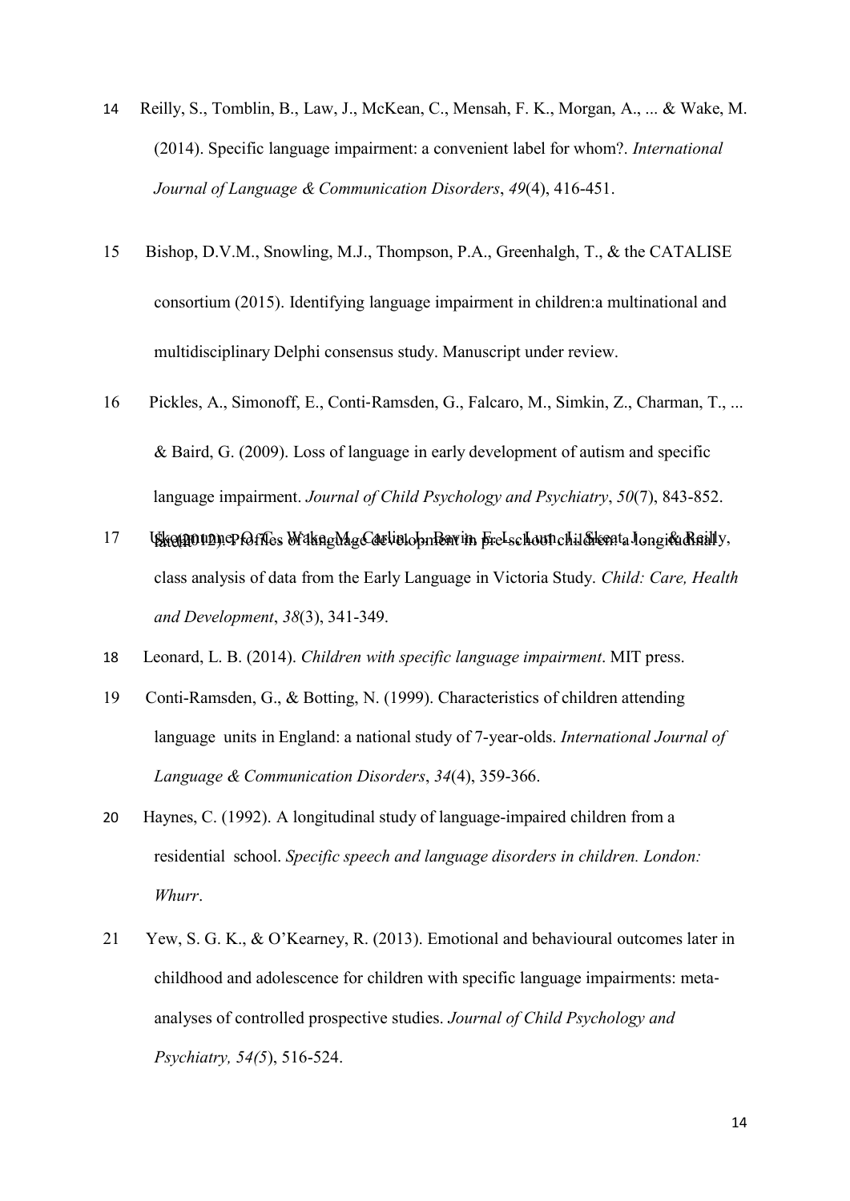14 Reilly, S., Tomblin, B., Law, J., McKean, C., Mensah, F. K., Morgan, A., ... & Wake, M. (2014). Specific language impairment: a convenient label for whom?. *International Journal of Language & Communication Disorders*, *49*(4), 416-451.

15 Bishop, D.V.M., Snowling, M.J., Thompson, P.A., Greenhalgh, T., & the CATALISE consortium (2015). Identifying language impairment in children:a multinational and multidisciplinary Delphi consensus study. Manuscript under review.

16 Pickles, A., Simonoff, E., Conti-Ramsden, G., Falcaro, M., Simkin, Z., Charman, T., ... & Baird, G. (2009). Loss of language in early development of autism and specific language impairment. *Journal of Child Psychology and Psychiatry*, *50*(7), 843-852.

17 Ukoumunne, O.C., Wake, M., Carlin, J., Bavin, E.L., Lum, J., Skeat, J., & Reilly, (2012). Profiles of language development in pre-school children: a longitudinal latent class analysis of data from the Early Language in Victoria Study. *Child: Care, Health and Development*, *38*(3), 341-349.

18 Leonard, L. B. (2014). *Children with specific language impairment*. MIT press.

19 Conti-Ramsden, G., & Botting, N. (1999). Characteristics of children attending language units in England: a national study of 7-year-olds. *International Journal of Language & Communication Disorders*, *34*(4), 359-366.

20 Haynes, C. (1992). A longitudinal study of language-impaired children from a residential school. *Specific speech and language disorders in children. London: Whurr*.

21 Yew, S. G. K., & O'Kearney, R. (2013). Emotional and behavioural outcomes later in childhood and adolescence for children with specific language impairments: meta-analyses of controlled prospective studies. *Journal of Child Psychology and Psychiatry, 54(5*), 516-524.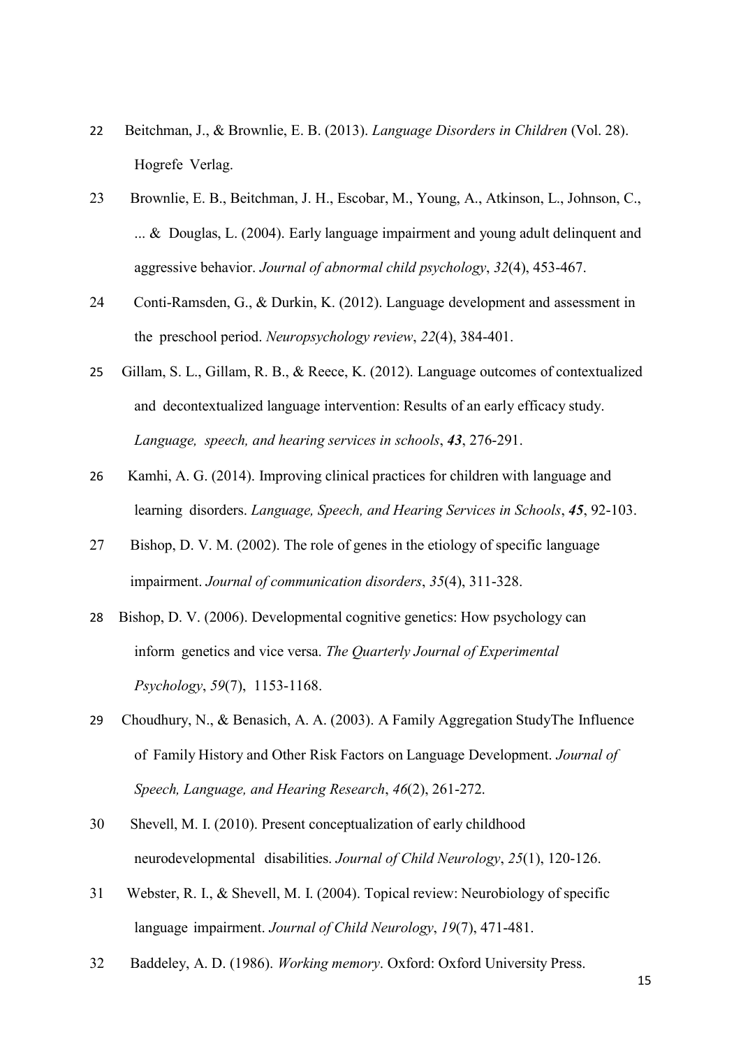22 Beitchman, J., & Brownlie, E. B. (2013). *Language Disorders in Children* (Vol. 28). Hogrefe Verlag.

23 Brownlie, E. B., Beitchman, J. H., Escobar, M., Young, A., Atkinson, L., Johnson, C., ... & Douglas, L. (2004). Early language impairment and young adult delinquent and aggressive behavior. *Journal of abnormal child psychology*, *32*(4), 453-467.

24 Conti-Ramsden, G., & Durkin, K. (2012). Language development and assessment in the preschool period. *Neuropsychology review*, *22*(4), 384-401.

25 Gillam, S. L., Gillam, R. B., & Reece, K. (2012). Language outcomes of contextualized and decontextualized language intervention: Results of an early efficacy study. *Language, speech, and hearing services in schools*, ***43***, 276-291.

26 Kamhi, A. G. (2014). Improving clinical practices for children with language and learning disorders. *Language, Speech, and Hearing Services in Schools*, ***45***, 92-103.

27 Bishop, D. V. M. (2002). The role of genes in the etiology of specific language impairment. *Journal of communication disorders*, *35*(4), 311-328.

28 Bishop, D. V. (2006). Developmental cognitive genetics: How psychology can inform genetics and vice versa. *The Quarterly Journal of Experimental Psychology*, *59*(7), 1153-1168.

29 Choudhury, N., & Benasich, A. A. (2003). A Family Aggregation StudyThe Influence of Family History and Other Risk Factors on Language Development. *Journal of Speech, Language, and Hearing Research*, *46*(2), 261-272.

30 Shevell, M. I. (2010). Present conceptualization of early childhood neurodevelopmental disabilities. *Journal of Child Neurology*, *25*(1), 120-126.

31 Webster, R. I., & Shevell, M. I. (2004). Topical review: Neurobiology of specific language impairment. *Journal of Child Neurology*, *19*(7), 471-481.

32 Baddeley, A. D. (1986). *Working memory*. Oxford: Oxford University Press.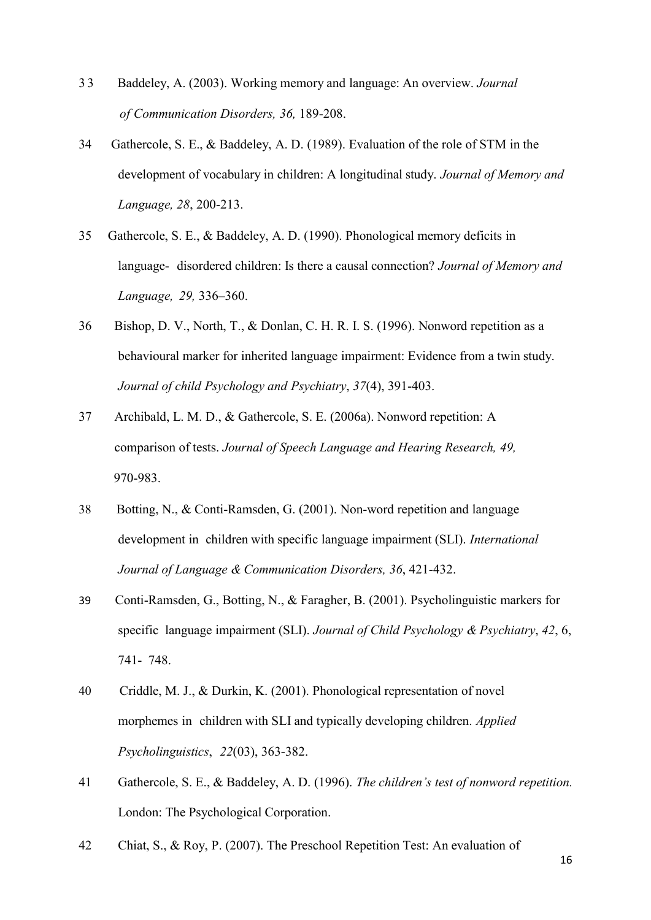33 Baddeley, A. (2003). Working memory and language: An overview. *Journal of Communication Disorders, 36,* 189-208.

34 Gathercole, S. E., & Baddeley, A. D. (1989). Evaluation of the role of STM in the development of vocabulary in children: A longitudinal study. *Journal of Memory and Language, 28*, 200-213.

35 Gathercole, S. E., & Baddeley, A. D. (1990). Phonological memory deficits in language- disordered children: Is there a causal connection? *Journal of Memory and Language, 29,* 336–360.

36 Bishop, D. V., North, T., & Donlan, C. H. R. I. S. (1996). Nonword repetition as a behavioural marker for inherited language impairment: Evidence from a twin study. *Journal of child Psychology and Psychiatry*, *37*(4), 391-403.

37 Archibald, L. M. D., & Gathercole, S. E. (2006a). Nonword repetition: A comparison of tests. *Journal of Speech Language and Hearing Research, 49,* 970-983.

38 Botting, N., & Conti-Ramsden, G. (2001). Non-word repetition and language development in children with specific language impairment (SLI). *International Journal of Language & Communication Disorders, 36*, 421-432.

39 Conti-Ramsden, G., Botting, N., & Faragher, B. (2001). Psycholinguistic markers for specific language impairment (SLI). *Journal of Child Psychology & Psychiatry*, *42*, 6, 741- 748.

40 Criddle, M. J., & Durkin, K. (2001). Phonological representation of novel morphemes in children with SLI and typically developing children. *Applied Psycholinguistics*, *22*(03), 363-382.

41 Gathercole, S. E., & Baddeley, A. D. (1996). *The children's test of nonword repetition.* London: The Psychological Corporation.

42 Chiat, S., & Roy, P. (2007). The Preschool Repetition Test: An evaluation of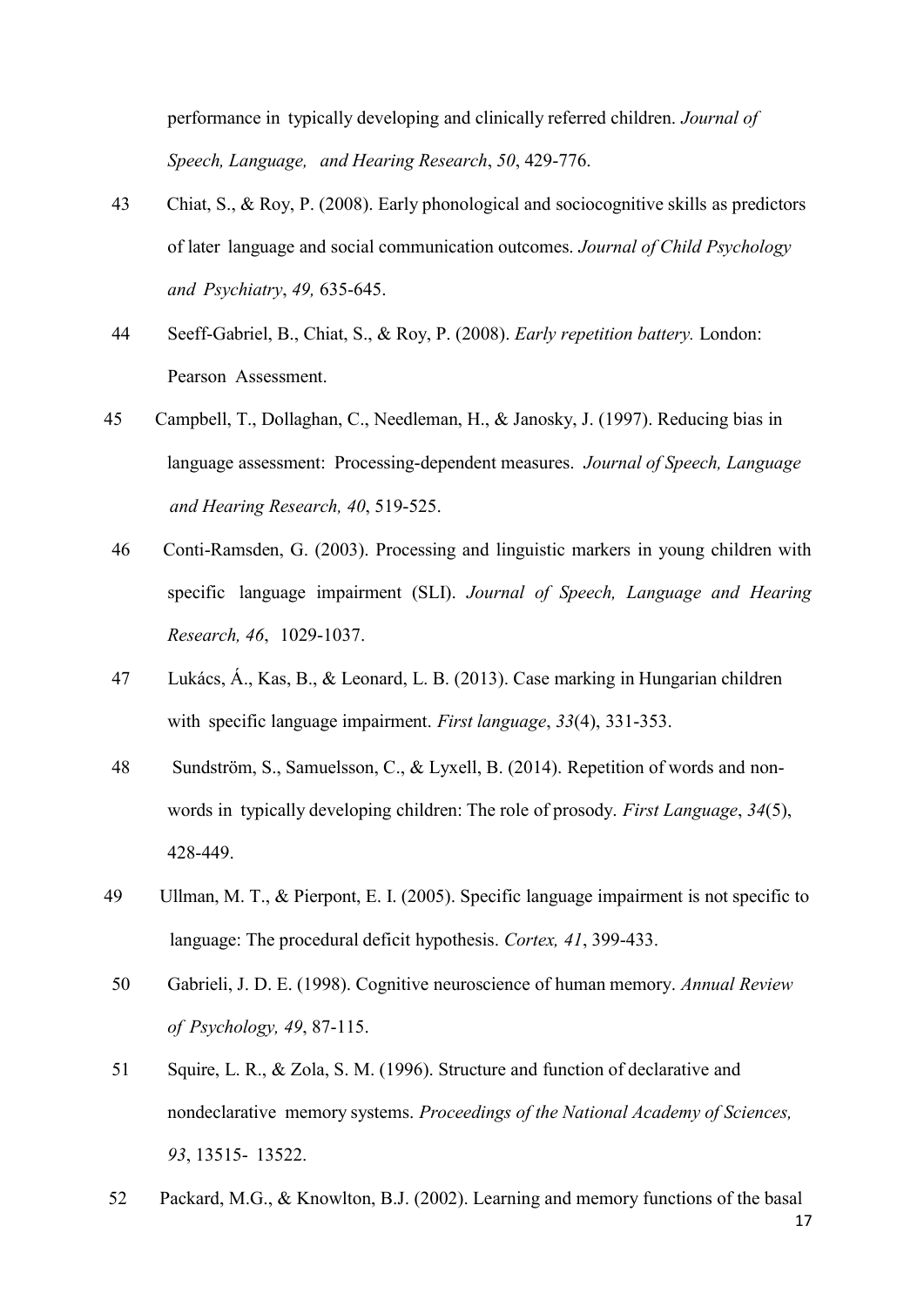performance in typically developing and clinically referred children. *Journal of Speech, Language, and Hearing Research*, *50*, 429-776.

43 Chiat, S., & Roy, P. (2008). Early phonological and sociocognitive skills as predictors of later language and social communication outcomes. *Journal of Child Psychology and Psychiatry*, *49,* 635-645.

44 Seeff-Gabriel, B., Chiat, S., & Roy, P. (2008). *Early repetition battery.* London: Pearson Assessment.

45 Campbell, T., Dollaghan, C., Needleman, H., & Janosky, J. (1997). Reducing bias in language assessment: Processing-dependent measures. *Journal of Speech, Language and Hearing Research, 40*, 519-525.

46 Conti-Ramsden, G. (2003). Processing and linguistic markers in young children with specific language impairment (SLI). *Journal of Speech, Language and Hearing Research, 46*, 1029-1037.

47 Lukács, Á., Kas, B., & Leonard, L. B. (2013). Case marking in Hungarian children with specific language impairment. *First language*, *33*(4), 331-353.

48 Sundström, S., Samuelsson, C., & Lyxell, B. (2014). Repetition of words and non-words in typically developing children: The role of prosody. *First Language*, *34*(5), 428-449.

49 Ullman, M. T., & Pierpont, E. I. (2005). Specific language impairment is not specific to language: The procedural deficit hypothesis. *Cortex, 41*, 399-433.

50 Gabrieli, J. D. E. (1998). Cognitive neuroscience of human memory. *Annual Review of Psychology, 49*, 87-115.

51 Squire, L. R., & Zola, S. M. (1996). Structure and function of declarative and nondeclarative memory systems. *Proceedings of the National Academy of Sciences, 93*, 13515- 13522.

52 Packard, M.G., & Knowlton, B.J. (2002). Learning and memory functions of the basal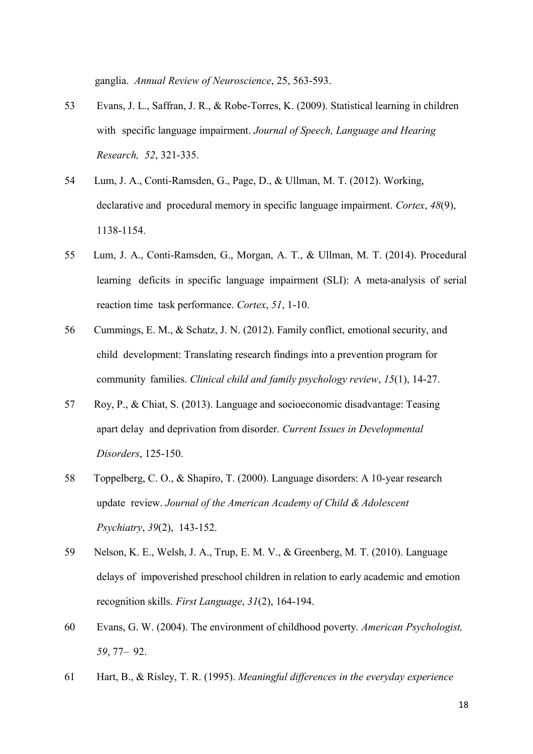ganglia. *Annual Review of Neuroscience*, 25, 563-593.

53 Evans, J. L., Saffran, J. R., & Robe-Torres, K. (2009). Statistical learning in children with specific language impairment. *Journal of Speech, Language and Hearing Research, 52*, 321-335.

54 Lum, J. A., Conti-Ramsden, G., Page, D., & Ullman, M. T. (2012). Working, declarative and procedural memory in specific language impairment. *Cortex*, *48*(9), 1138-1154.

55 Lum, J. A., Conti-Ramsden, G., Morgan, A. T., & Ullman, M. T. (2014). Procedural learning deficits in specific language impairment (SLI): A meta-analysis of serial reaction time task performance. *Cortex*, *51*, 1-10.

56 Cummings, E. M., & Schatz, J. N. (2012). Family conflict, emotional security, and child development: Translating research findings into a prevention program for community families. *Clinical child and family psychology review*, *15*(1), 14-27.

57 Roy, P., & Chiat, S. (2013). Language and socioeconomic disadvantage: Teasing apart delay and deprivation from disorder. *Current Issues in Developmental Disorders*, 125-150.

58 Toppelberg, C. O., & Shapiro, T. (2000). Language disorders: A 10-year research update review. *Journal of the American Academy of Child & Adolescent Psychiatry*, *39*(2), 143-152.

59 Nelson, K. E., Welsh, J. A., Trup, E. M. V., & Greenberg, M. T. (2010). Language delays of impoverished preschool children in relation to early academic and emotion recognition skills. *First Language*, *31*(2), 164-194.

60 Evans, G. W. (2004). The environment of childhood poverty. *American Psychologist, 59*, 77– 92.

61 Hart, B., & Risley, T. R. (1995). *Meaningful differences in the everyday experience*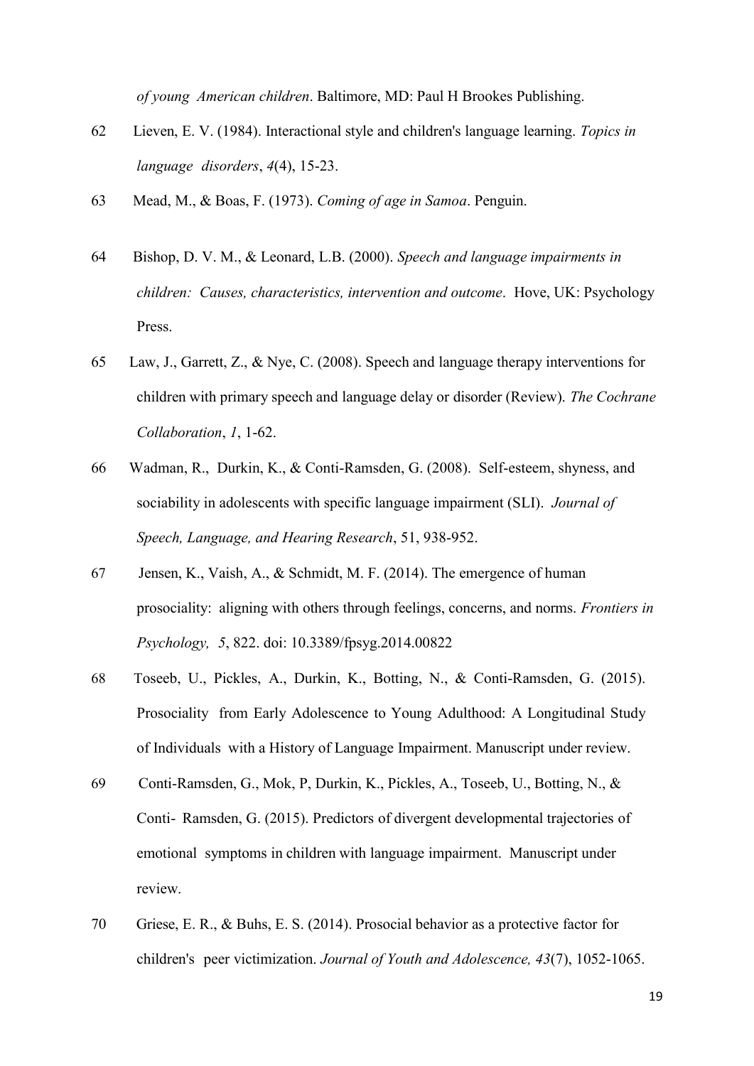*of young American children*. Baltimore, MD: Paul H Brookes Publishing.

62 Lieven, E. V. (1984). Interactional style and children's language learning. *Topics in language disorders*, *4*(4), 15-23.

63 Mead, M., & Boas, F. (1973). *Coming of age in Samoa*. Penguin.

64 Bishop, D. V. M., & Leonard, L.B. (2000). *Speech and language impairments in children: Causes, characteristics, intervention and outcome*. Hove, UK: Psychology Press.

65 Law, J., Garrett, Z., & Nye, C. (2008). Speech and language therapy interventions for children with primary speech and language delay or disorder (Review). *The Cochrane Collaboration*, *1*, 1-62.

66 Wadman, R., Durkin, K., & Conti-Ramsden, G. (2008). Self-esteem, shyness, and sociability in adolescents with specific language impairment (SLI). *Journal of Speech, Language, and Hearing Research*, 51, 938-952.

67 Jensen, K., Vaish, A., & Schmidt, M. F. (2014). The emergence of human prosociality: aligning with others through feelings, concerns, and norms. *Frontiers in Psychology, 5*, 822. doi: 10.3389/fpsyg.2014.00822

68 Toseeb, U., Pickles, A., Durkin, K., Botting, N., & Conti-Ramsden, G. (2015). Prosociality from Early Adolescence to Young Adulthood: A Longitudinal Study of Individuals with a History of Language Impairment. Manuscript under review.

69 Conti-Ramsden, G., Mok, P, Durkin, K., Pickles, A., Toseeb, U., Botting, N., & Conti- Ramsden, G. (2015). Predictors of divergent developmental trajectories of emotional symptoms in children with language impairment. Manuscript under review.

70 Griese, E. R., & Buhs, E. S. (2014). Prosocial behavior as a protective factor for children's peer victimization. *Journal of Youth and Adolescence, 43*(7), 1052-1065.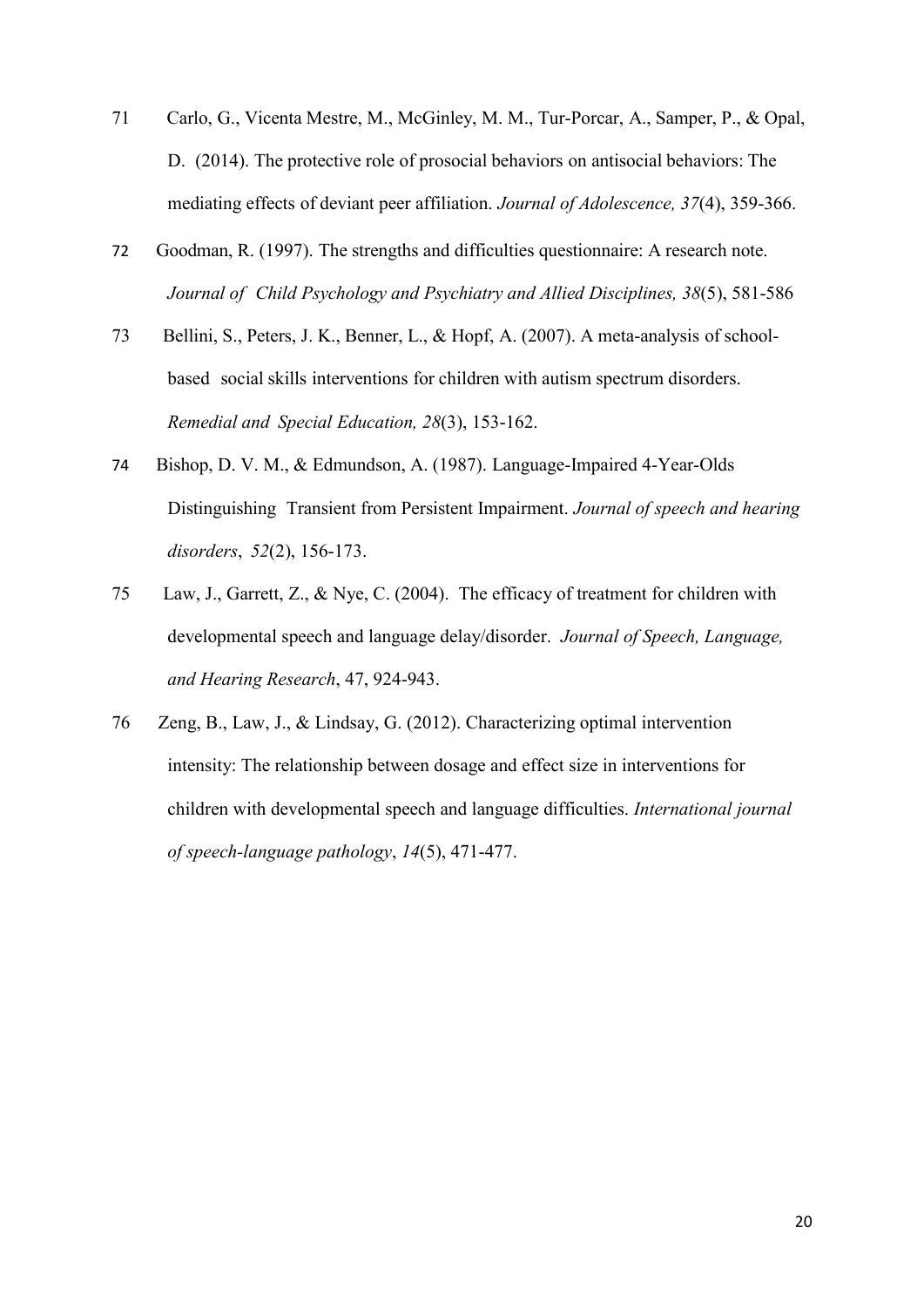71 Carlo, G., Vicenta Mestre, M., McGinley, M. M., Tur-Porcar, A., Samper, P., & Opal, D. (2014). The protective role of prosocial behaviors on antisocial behaviors: The mediating effects of deviant peer affiliation. *Journal of Adolescence, 37*(4), 359-366.

72 Goodman, R. (1997). The strengths and difficulties questionnaire: A research note. *Journal of Child Psychology and Psychiatry and Allied Disciplines, 38*(5), 581-586

73 Bellini, S., Peters, J. K., Benner, L., & Hopf, A. (2007). A meta-analysis of school-based social skills interventions for children with autism spectrum disorders. *Remedial and Special Education, 28*(3), 153-162.

74 Bishop, D. V. M., & Edmundson, A. (1987). Language-Impaired 4-Year-Olds Distinguishing Transient from Persistent Impairment. *Journal of speech and hearing disorders*, *52*(2), 156-173.

75 Law, J., Garrett, Z., & Nye, C. (2004). The efficacy of treatment for children with developmental speech and language delay/disorder. *Journal of Speech, Language, and Hearing Research*, 47, 924-943.

76 Zeng, B., Law, J., & Lindsay, G. (2012). Characterizing optimal intervention intensity: The relationship between dosage and effect size in interventions for children with developmental speech and language difficulties. *International journal of speech-language pathology*, *14*(5), 471-477.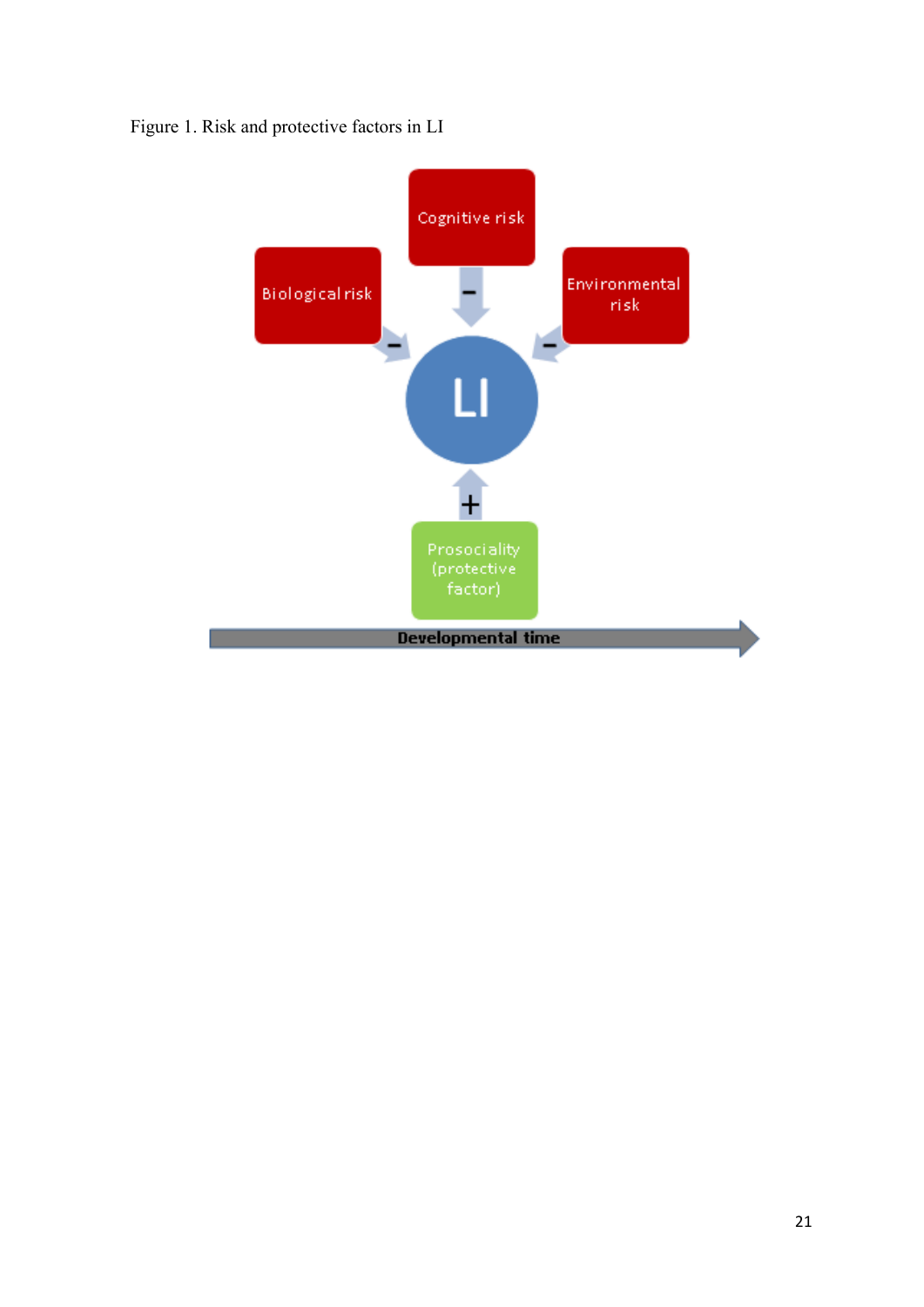Figure 1. Risk and protective factors in LI

Cognitive risk

Biological risk

Environmental risk

–

–

–

LI

+

Prosociality (protective factor)

Developmental time